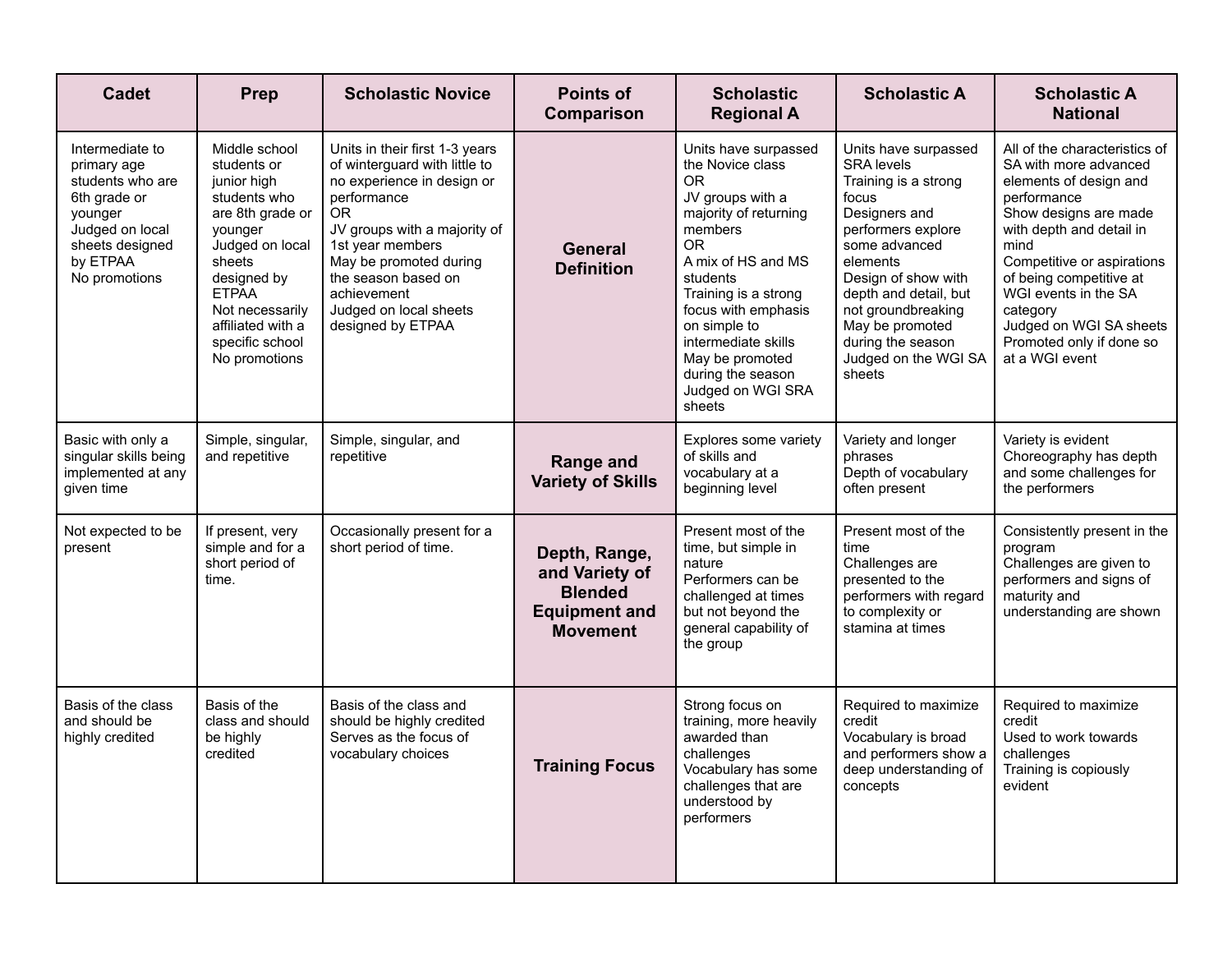| Cadet | Prep | Scholastic Novice | Points of Comparison | Scholastic Regional A | Scholastic A | Scholastic A National |
|---|---|---|---|---|---|---|
| Intermediate to primary age students who are 6th grade or younger<br>Judged on local sheets designed by ETPAA<br>No promotions | Middle school students or junior high students who are 8th grade or younger<br>Judged on local sheets designed by ETPAA<br>Not necessarily affiliated with a specific school<br>No promotions | Units in their first 1-3 years of winterguard with little to no experience in design or performance<br>OR<br>JV groups with a majority of 1st year members<br>May be promoted during the season based on achievement<br>Judged on local sheets designed by ETPAA | **General Definition** | Units have surpassed the Novice class<br>OR<br>JV groups with a majority of returning members<br>OR<br>A mix of HS and MS students<br>Training is a strong focus with emphasis on simple to intermediate skills<br>May be promoted during the season<br>Judged on WGI SRA sheets | Units have surpassed SRA levels<br>Training is a strong focus<br>Designers and performers explore some advanced elements<br>Design of show with depth and detail, but not groundbreaking<br>May be promoted during the season<br>Judged on the WGI SA sheets | All of the characteristics of SA with more advanced elements of design and performance<br>Show designs are made with depth and detail in mind<br>Competitive or aspirations of being competitive at WGI events in the SA category<br>Judged on WGI SA sheets<br>Promoted only if done so at a WGI event |
| Basic with only a singular skills being implemented at any given time | Simple, singular, and repetitive | Simple, singular, and repetitive | **Range and Variety of Skills** | Explores some variety of skills and vocabulary at a beginning level | Variety and longer phrases<br>Depth of vocabulary often present | Variety is evident<br>Choreography has depth and some challenges for the performers |
| Not expected to be present | If present, very simple and for a short period of time. | Occasionally present for a short period of time. | **Depth, Range, and Variety of Blended Equipment and Movement** | Present most of the time, but simple in nature<br>Performers can be challenged at times but not beyond the general capability of the group | Present most of the time<br>Challenges are presented to the performers with regard to complexity or stamina at times | Consistently present in the program<br>Challenges are given to performers and signs of maturity and understanding are shown |
| Basis of the class and should be highly credited | Basis of the class and should be highly credited | Basis of the class and should be highly credited<br>Serves as the focus of vocabulary choices | **Training Focus** | Strong focus on training, more heavily awarded than challenges<br>Vocabulary has some challenges that are understood by performers | Required to maximize credit<br>Vocabulary is broad and performers show a deep understanding of concepts | Required to maximize credit<br>Used to work towards challenges<br>Training is copiously evident |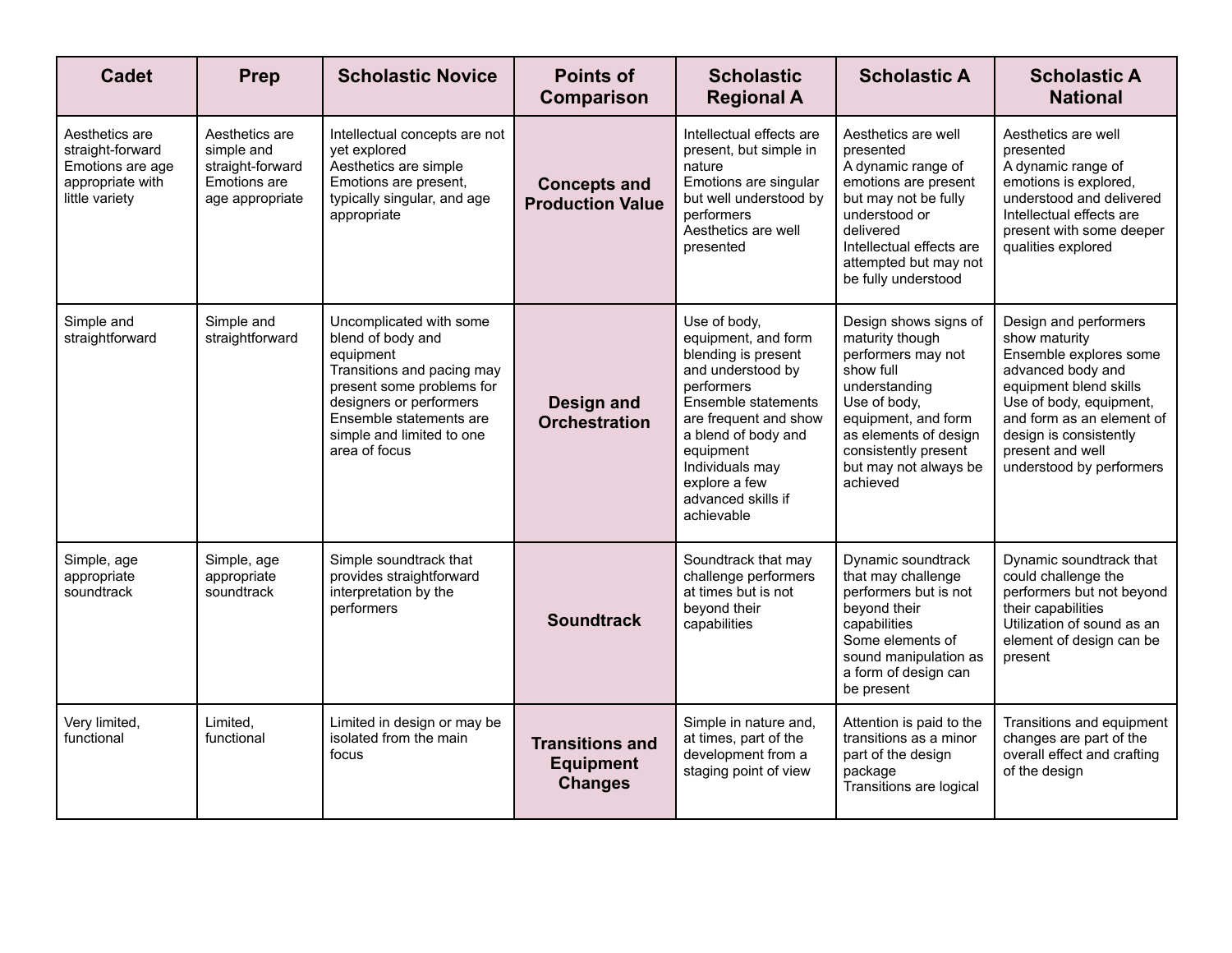| Cadet | Prep | Scholastic Novice | Points of Comparison | Scholastic Regional A | Scholastic A | Scholastic A National |
|---|---|---|---|---|---|---|
| Aesthetics are straight-forward<br>Emotions are age appropriate with little variety | Aesthetics are simple and straight-forward<br>Emotions are age appropriate | Intellectual concepts are not yet explored<br>Aesthetics are simple<br>Emotions are present, typically singular, and age appropriate | **Concepts and Production Value** | Intellectual effects are present, but simple in nature<br>Emotions are singular but well understood by performers<br>Aesthetics are well presented | Aesthetics are well presented<br>A dynamic range of emotions are present but may not be fully understood or delivered<br>Intellectual effects are attempted but may not be fully understood | Aesthetics are well presented<br>A dynamic range of emotions is explored, understood and delivered<br>Intellectual effects are present with some deeper qualities explored |
| Simple and straightforward | Simple and straightforward | Uncomplicated with some blend of body and equipment<br>Transitions and pacing may present some problems for designers or performers<br>Ensemble statements are simple and limited to one area of focus | **Design and Orchestration** | Use of body, equipment, and form blending is present and understood by performers<br>Ensemble statements are frequent and show a blend of body and equipment<br>Individuals may explore a few advanced skills if achievable | Design shows signs of maturity though performers may not show full understanding<br>Use of body, equipment, and form as elements of design consistently present but may not always be achieved | Design and performers show maturity<br>Ensemble explores some advanced body and equipment blend skills<br>Use of body, equipment, and form as an element of design is consistently present and well understood by performers |
| Simple, age appropriate soundtrack | Simple, age appropriate soundtrack | Simple soundtrack that provides straightforward interpretation by the performers | **Soundtrack** | Soundtrack that may challenge performers at times but is not beyond their capabilities | Dynamic soundtrack that may challenge performers but is not beyond their capabilities<br>Some elements of sound manipulation as a form of design can be present | Dynamic soundtrack that could challenge the performers but not beyond their capabilities<br>Utilization of sound as an element of design can be present |
| Very limited, functional | Limited, functional | Limited in design or may be isolated from the main focus | **Transitions and Equipment Changes** | Simple in nature and, at times, part of the development from a staging point of view | Attention is paid to the transitions as a minor part of the design package<br>Transitions are logical | Transitions and equipment changes are part of the overall effect and crafting of the design |